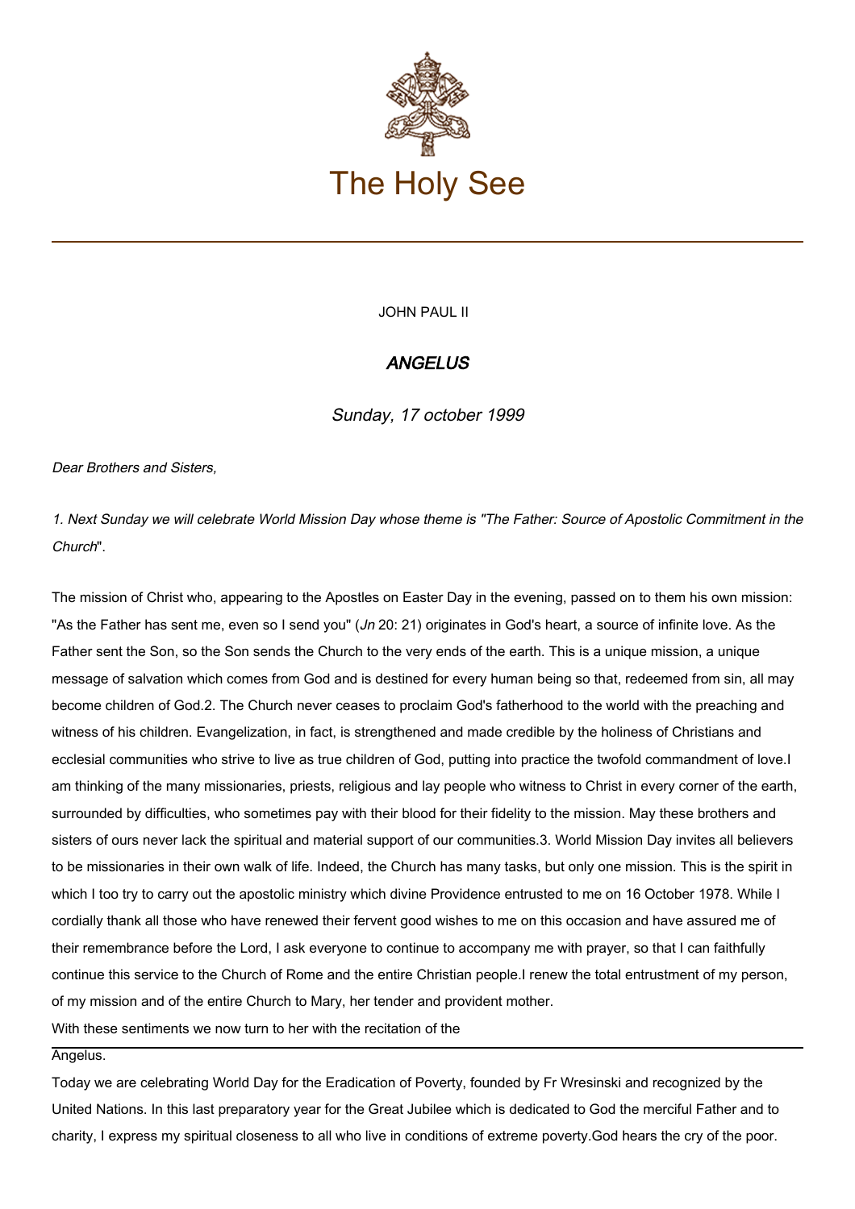# The Holy See

JOHN PAUL II

## *ANGELUS*

*Sunday, 17 october 1999*

*Dear Brothers and Sisters,*

*1. Next Sunday we will celebrate World Mission Day whose theme is "The Father: Source of Apostolic Commitment in the Church*".

The mission of Christ who, appearing to the Apostles on Easter Day in the evening, passed on to them his own mission: "As the Father has sent me, even so I send you" (*Jn* 20: 21) originates in God's heart, a source of infinite love. As the Father sent the Son, so the Son sends the Church to the very ends of the earth. This is a unique mission, a unique message of salvation which comes from God and is destined for every human being so that, redeemed from sin, all may become children of God.2. The Church never ceases to proclaim God's fatherhood to the world with the preaching and witness of his children. Evangelization, in fact, is strengthened and made credible by the holiness of Christians and ecclesial communities who strive to live as true children of God, putting into practice the twofold commandment of love.I am thinking of the many missionaries, priests, religious and lay people who witness to Christ in every corner of the earth, surrounded by difficulties, who sometimes pay with their blood for their fidelity to the mission. May these brothers and sisters of ours never lack the spiritual and material support of our communities.3. World Mission Day invites all believers to be missionaries in their own walk of life. Indeed, the Church has many tasks, but only one mission. This is the spirit in which I too try to carry out the apostolic ministry which divine Providence entrusted to me on 16 October 1978. While I cordially thank all those who have renewed their fervent good wishes to me on this occasion and have assured me of their remembrance before the Lord, I ask everyone to continue to accompany me with prayer, so that I can faithfully continue this service to the Church of Rome and the entire Christian people.I renew the total entrustment of my person, of my mission and of the entire Church to Mary, her tender and provident mother.
With these sentiments we now turn to her with the recitation of the

Angelus.

---

Today we are celebrating World Day for the Eradication of Poverty, founded by Fr Wresinski and recognized by the United Nations. In this last preparatory year for the Great Jubilee which is dedicated to God the merciful Father and to charity, I express my spiritual closeness to all who live in conditions of extreme poverty.God hears the cry of the poor.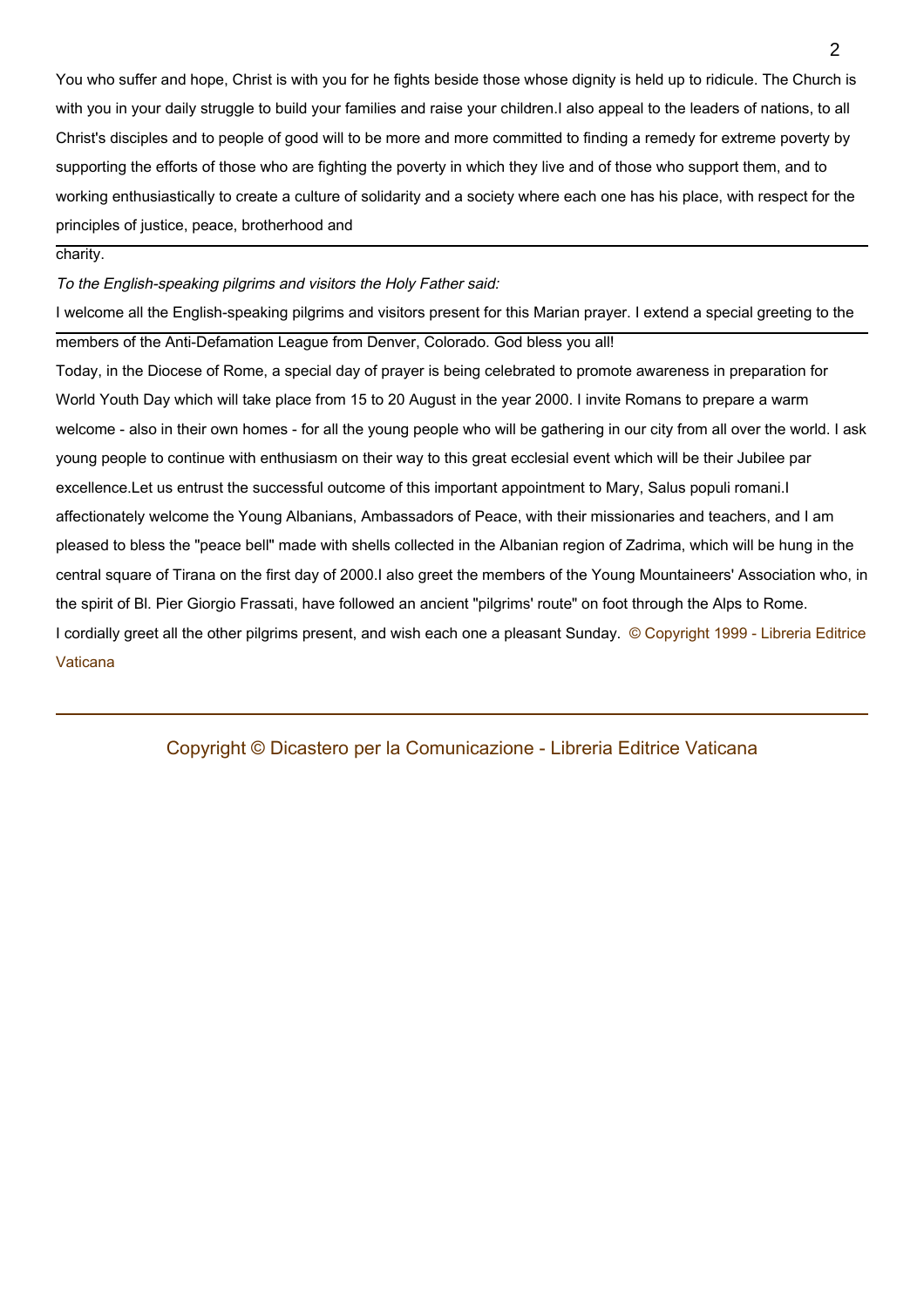You who suffer and hope, Christ is with you for he fights beside those whose dignity is held up to ridicule. The Church is with you in your daily struggle to build your families and raise your children.I also appeal to the leaders of nations, to all Christ's disciples and to people of good will to be more and more committed to finding a remedy for extreme poverty by supporting the efforts of those who are fighting the poverty in which they live and of those who support them, and to working enthusiastically to create a culture of solidarity and a society where each one has his place, with respect for the principles of justice, peace, brotherhood and

---

charity.

*To the English-speaking pilgrims and visitors the Holy Father said:*

I welcome all the English-speaking pilgrims and visitors present for this Marian prayer. I extend a special greeting to the

---

members of the Anti-Defamation League from Denver, Colorado. God bless you all!

Today, in the Diocese of Rome, a special day of prayer is being celebrated to promote awareness in preparation for World Youth Day which will take place from 15 to 20 August in the year 2000. I invite Romans to prepare a warm welcome - also in their own homes - for all the young people who will be gathering in our city from all over the world. I ask young people to continue with enthusiasm on their way to this great ecclesial event which will be their Jubilee par excellence.Let us entrust the successful outcome of this important appointment to Mary, Salus populi romani.I affectionately welcome the Young Albanians, Ambassadors of Peace, with their missionaries and teachers, and I am pleased to bless the "peace bell" made with shells collected in the Albanian region of Zadrima, which will be hung in the central square of Tirana on the first day of 2000.I also greet the members of the Young Mountaineers' Association who, in the spirit of Bl. Pier Giorgio Frassati, have followed an ancient "pilgrims' route" on foot through the Alps to Rome.

I cordially greet all the other pilgrims present, and wish each one a pleasant Sunday. © Copyright 1999 - Libreria Editrice Vaticana

---

Copyright © Dicastero per la Comunicazione - Libreria Editrice Vaticana